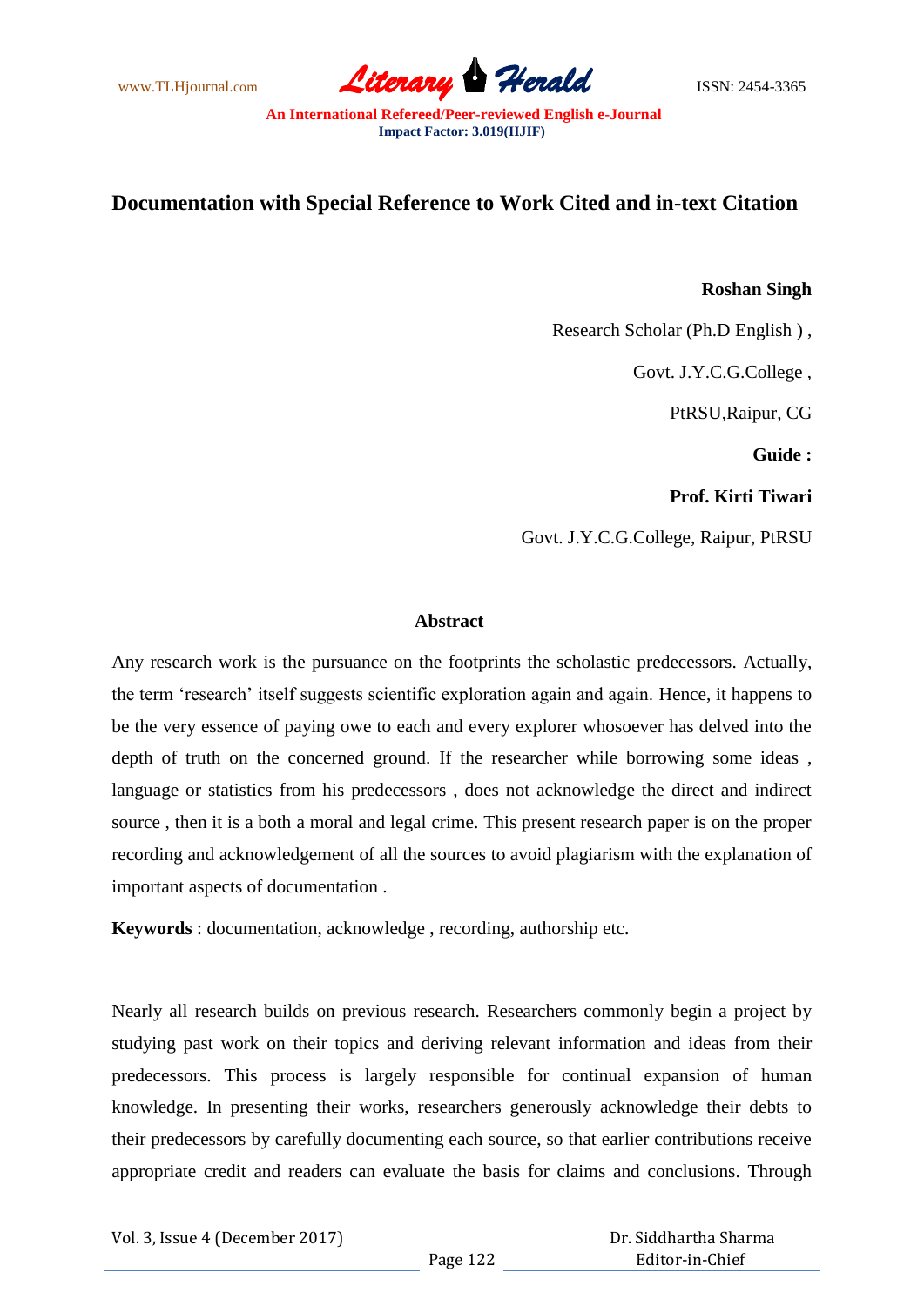# Documentation with Special Reference to Work Cited and in-text Citation

**Roshan Singh**

Research Scholar (Ph.D English ) ,

Govt. J.Y.C.G.College ,

PtRSU,Raipur, CG

**Guide :**

**Prof. Kirti Tiwari**

Govt. J.Y.C.G.College, Raipur, PtRSU

## Abstract

Any research work is the pursuance on the footprints the scholastic predecessors. Actually, the term 'research' itself suggests scientific exploration again and again. Hence, it happens to be the very essence of paying owe to each and every explorer whosoever has delved into the depth of truth on the concerned ground. If the researcher while borrowing some ideas , language or statistics from his predecessors , does not acknowledge the direct and indirect source , then it is a both a moral and legal crime. This present research paper is on the proper recording and acknowledgement of all the sources to avoid plagiarism with the explanation of important aspects of documentation .

**Keywords** : documentation, acknowledge , recording, authorship etc.

Nearly all research builds on previous research. Researchers commonly begin a project by studying past work on their topics and deriving relevant information and ideas from their predecessors. This process is largely responsible for continual expansion of human knowledge. In presenting their works, researchers generously acknowledge their debts to their predecessors by carefully documenting each source, so that earlier contributions receive appropriate credit and readers can evaluate the basis for claims and conclusions. Through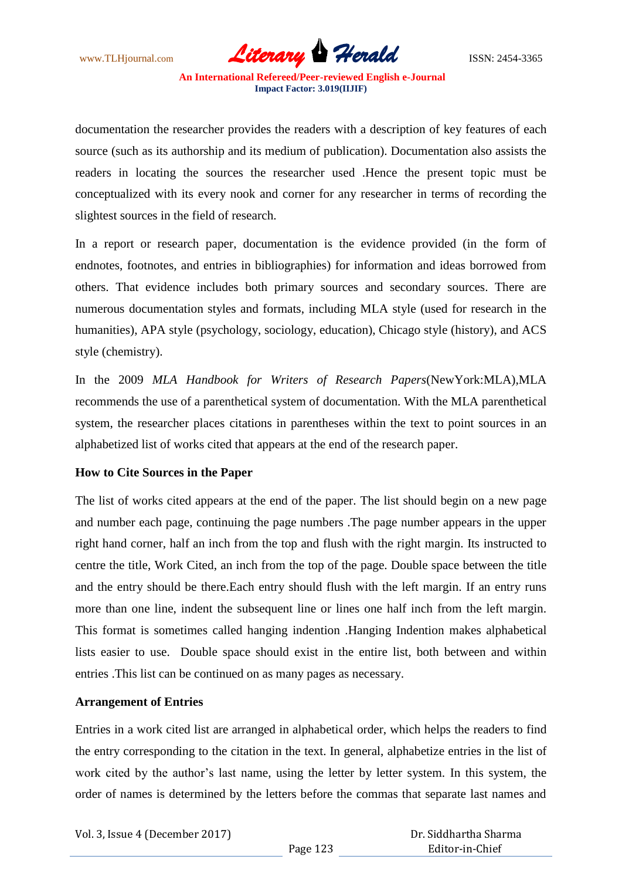documentation the researcher provides the readers with a description of key features of each source (such as its authorship and its medium of publication). Documentation also assists the readers in locating the sources the researcher used .Hence the present topic must be conceptualized with its every nook and corner for any researcher in terms of recording the slightest sources in the field of research.

In a report or research paper, documentation is the evidence provided (in the form of endnotes, footnotes, and entries in bibliographies) for information and ideas borrowed from others. That evidence includes both primary sources and secondary sources. There are numerous documentation styles and formats, including MLA style (used for research in the humanities), APA style (psychology, sociology, education), Chicago style (history), and ACS style (chemistry).

In the 2009 *MLA Handbook for Writers of Research Papers*(NewYork:MLA),MLA recommends the use of a parenthetical system of documentation. With the MLA parenthetical system, the researcher places citations in parentheses within the text to point sources in an alphabetized list of works cited that appears at the end of the research paper.

**How to Cite Sources in the Paper**

The list of works cited appears at the end of the paper. The list should begin on a new page and number each page, continuing the page numbers .The page number appears in the upper right hand corner, half an inch from the top and flush with the right margin. Its instructed to centre the title, Work Cited, an inch from the top of the page. Double space between the title and the entry should be there.Each entry should flush with the left margin. If an entry runs more than one line, indent the subsequent line or lines one half inch from the left margin. This format is sometimes called hanging indention .Hanging Indention makes alphabetical lists easier to use. Double space should exist in the entire list, both between and within entries .This list can be continued on as many pages as necessary.

**Arrangement of Entries**

Entries in a work cited list are arranged in alphabetical order, which helps the readers to find the entry corresponding to the citation in the text. In general, alphabetize entries in the list of work cited by the author's last name, using the letter by letter system. In this system, the order of names is determined by the letters before the commas that separate last names and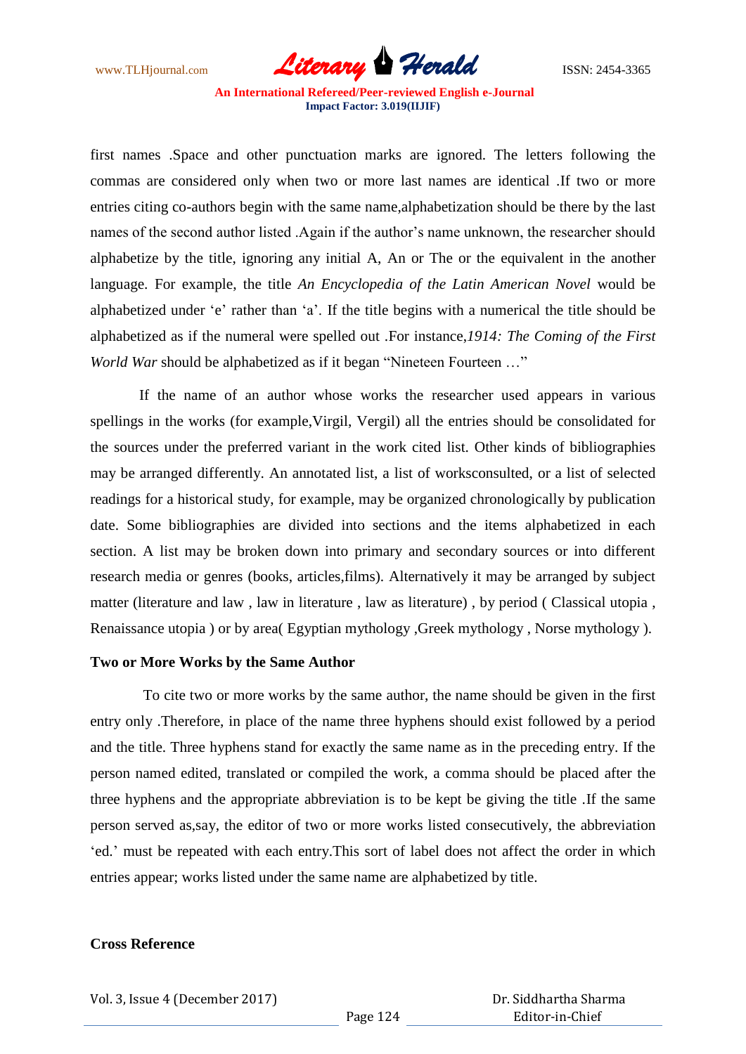first names .Space and other punctuation marks are ignored. The letters following the commas are considered only when two or more last names are identical .If two or more entries citing co-authors begin with the same name,alphabetization should be there by the last names of the second author listed .Again if the author's name unknown, the researcher should alphabetize by the title, ignoring any initial A, An or The or the equivalent in the another language. For example, the title *An Encyclopedia of the Latin American Novel* would be alphabetized under 'e' rather than 'a'. If the title begins with a numerical the title should be alphabetized as if the numeral were spelled out .For instance,*1914: The Coming of the First World War* should be alphabetized as if it began "Nineteen Fourteen …"

If the name of an author whose works the researcher used appears in various spellings in the works (for example,Virgil, Vergil) all the entries should be consolidated for the sources under the preferred variant in the work cited list. Other kinds of bibliographies may be arranged differently. An annotated list, a list of worksconsulted, or a list of selected readings for a historical study, for example, may be organized chronologically by publication date. Some bibliographies are divided into sections and the items alphabetized in each section. A list may be broken down into primary and secondary sources or into different research media or genres (books, articles,films). Alternatively it may be arranged by subject matter (literature and law , law in literature , law as literature) , by period ( Classical utopia , Renaissance utopia ) or by area( Egyptian mythology ,Greek mythology , Norse mythology ).

**Two or More Works by the Same Author**

To cite two or more works by the same author, the name should be given in the first entry only .Therefore, in place of the name three hyphens should exist followed by a period and the title. Three hyphens stand for exactly the same name as in the preceding entry. If the person named edited, translated or compiled the work, a comma should be placed after the three hyphens and the appropriate abbreviation is to be kept be giving the title .If the same person served as,say, the editor of two or more works listed consecutively, the abbreviation 'ed.' must be repeated with each entry.This sort of label does not affect the order in which entries appear; works listed under the same name are alphabetized by title.

**Cross Reference**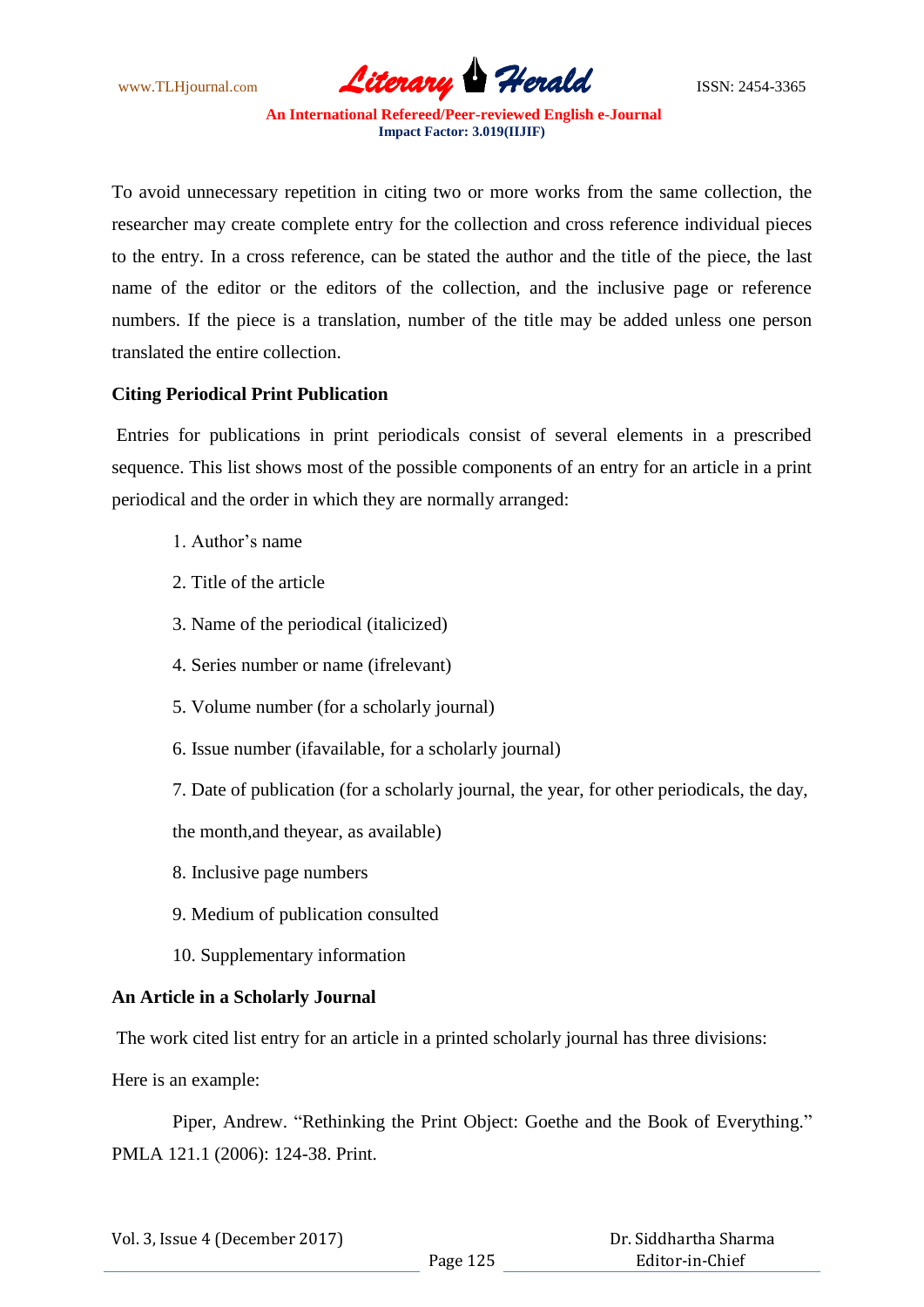To avoid unnecessary repetition in citing two or more works from the same collection, the researcher may create complete entry for the collection and cross reference individual pieces to the entry. In a cross reference, can be stated the author and the title of the piece, the last name of the editor or the editors of the collection, and the inclusive page or reference numbers. If the piece is a translation, number of the title may be added unless one person translated the entire collection.

**Citing Periodical Print Publication**

Entries for publications in print periodicals consist of several elements in a prescribed sequence. This list shows most of the possible components of an entry for an article in a print periodical and the order in which they are normally arranged:

1. Author's name
2. Title of the article
3. Name of the periodical (italicized)
4. Series number or name (ifrelevant)
5. Volume number (for a scholarly journal)
6. Issue number (ifavailable, for a scholarly journal)
7. Date of publication (for a scholarly journal, the year, for other periodicals, the day, the month,and theyear, as available)
8. Inclusive page numbers
9. Medium of publication consulted
10. Supplementary information

**An Article in a Scholarly Journal**

The work cited list entry for an article in a printed scholarly journal has three divisions:

Here is an example:

Piper, Andrew. "Rethinking the Print Object: Goethe and the Book of Everything." PMLA 121.1 (2006): 124-38. Print.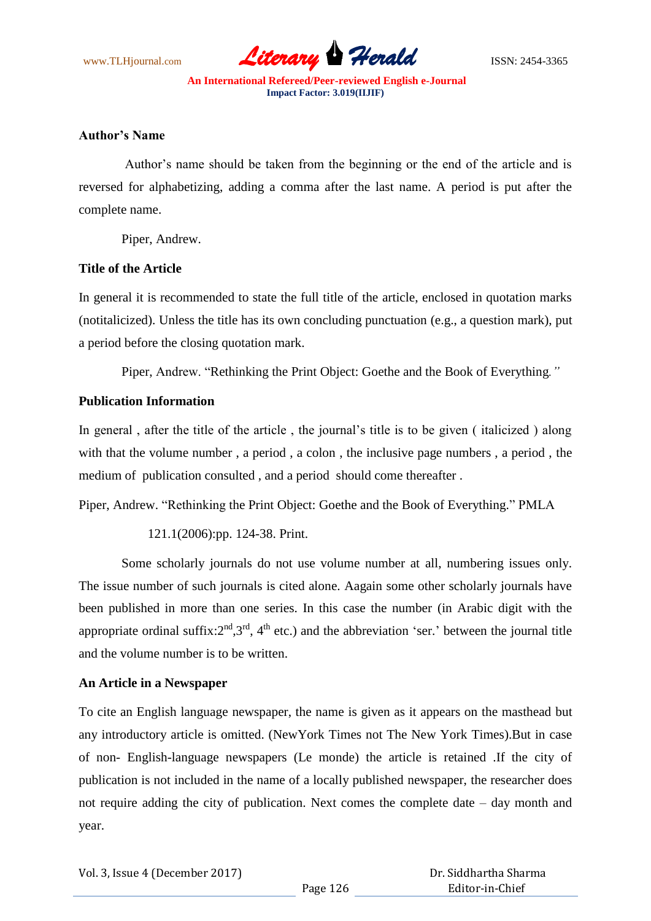**Author's Name**

Author's name should be taken from the beginning or the end of the article and is reversed for alphabetizing, adding a comma after the last name. A period is put after the complete name.

Piper, Andrew.

**Title of the Article**

In general it is recommended to state the full title of the article, enclosed in quotation marks (notitalicized). Unless the title has its own concluding punctuation (e.g., a question mark), put a period before the closing quotation mark.

Piper, Andrew. "Rethinking the Print Object: Goethe and the Book of Everything."

**Publication Information**

In general , after the title of the article , the journal's title is to be given ( italicized ) along with that the volume number , a period , a colon , the inclusive page numbers , a period , the medium of publication consulted , and a period should come thereafter .

Piper, Andrew. "Rethinking the Print Object: Goethe and the Book of Everything." PMLA

121.1(2006):pp. 124-38. Print.

Some scholarly journals do not use volume number at all, numbering issues only. The issue number of such journals is cited alone. Aagain some other scholarly journals have been published in more than one series. In this case the number (in Arabic digit with the appropriate ordinal suffix:2nd,3rd, 4th etc.) and the abbreviation 'ser.' between the journal title and the volume number is to be written.

**An Article in a Newspaper**

To cite an English language newspaper, the name is given as it appears on the masthead but any introductory article is omitted. (NewYork Times not The New York Times).But in case of non- English-language newspapers (Le monde) the article is retained .If the city of publication is not included in the name of a locally published newspaper, the researcher does not require adding the city of publication. Next comes the complete date – day month and year.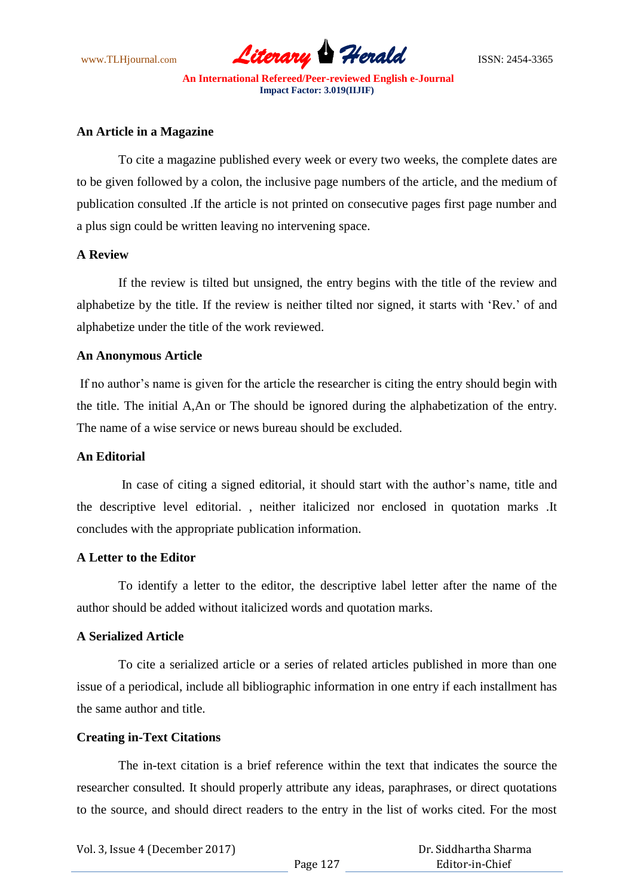### An Article in a Magazine

To cite a magazine published every week or every two weeks, the complete dates are to be given followed by a colon, the inclusive page numbers of the article, and the medium of publication consulted .If the article is not printed on consecutive pages first page number and a plus sign could be written leaving no intervening space.

### A Review

If the review is tilted but unsigned, the entry begins with the title of the review and alphabetize by the title. If the review is neither tilted nor signed, it starts with 'Rev.' of and alphabetize under the title of the work reviewed.

### An Anonymous Article

If no author's name is given for the article the researcher is citing the entry should begin with the title. The initial A,An or The should be ignored during the alphabetization of the entry. The name of a wise service or news bureau should be excluded.

### An Editorial

In case of citing a signed editorial, it should start with the author's name, title and the descriptive level editorial. , neither italicized nor enclosed in quotation marks .It concludes with the appropriate publication information.

### A Letter to the Editor

To identify a letter to the editor, the descriptive label letter after the name of the author should be added without italicized words and quotation marks.

### A Serialized Article

To cite a serialized article or a series of related articles published in more than one issue of a periodical, include all bibliographic information in one entry if each installment has the same author and title.

### Creating in-Text Citations

The in-text citation is a brief reference within the text that indicates the source the researcher consulted. It should properly attribute any ideas, paraphrases, or direct quotations to the source, and should direct readers to the entry in the list of works cited. For the most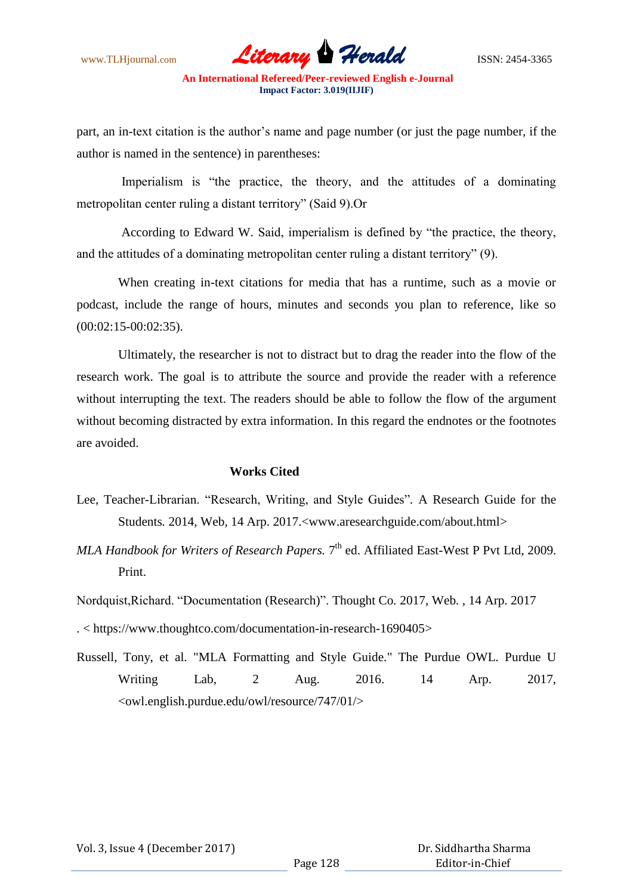part, an in-text citation is the author's name and page number (or just the page number, if the author is named in the sentence) in parentheses:

Imperialism is "the practice, the theory, and the attitudes of a dominating metropolitan center ruling a distant territory" (Said 9).Or

According to Edward W. Said, imperialism is defined by "the practice, the theory, and the attitudes of a dominating metropolitan center ruling a distant territory" (9).

When creating in-text citations for media that has a runtime, such as a movie or podcast, include the range of hours, minutes and seconds you plan to reference, like so (00:02:15-00:02:35).

Ultimately, the researcher is not to distract but to drag the reader into the flow of the research work. The goal is to attribute the source and provide the reader with a reference without interrupting the text. The readers should be able to follow the flow of the argument without becoming distracted by extra information. In this regard the endnotes or the footnotes are avoided.

## Works Cited

Lee, Teacher-Librarian. "Research, Writing, and Style Guides". A Research Guide for the Students*.* 2014, Web, 14 Arp. 2017.<www.aresearchguide.com/about.html>

*MLA Handbook for Writers of Research Papers.* 7th ed. Affiliated East-West P Pvt Ltd, 2009. Print.

Nordquist,Richard. "Documentation (Research)". Thought Co. 2017, Web. , 14 Arp. 2017

. < https://www.thoughtco.com/documentation-in-research-1690405>

Russell, Tony, et al. "MLA Formatting and Style Guide." The Purdue OWL. Purdue U Writing Lab, 2 Aug. 2016. 14 Arp. 2017, <owl.english.purdue.edu/owl/resource/747/01/>